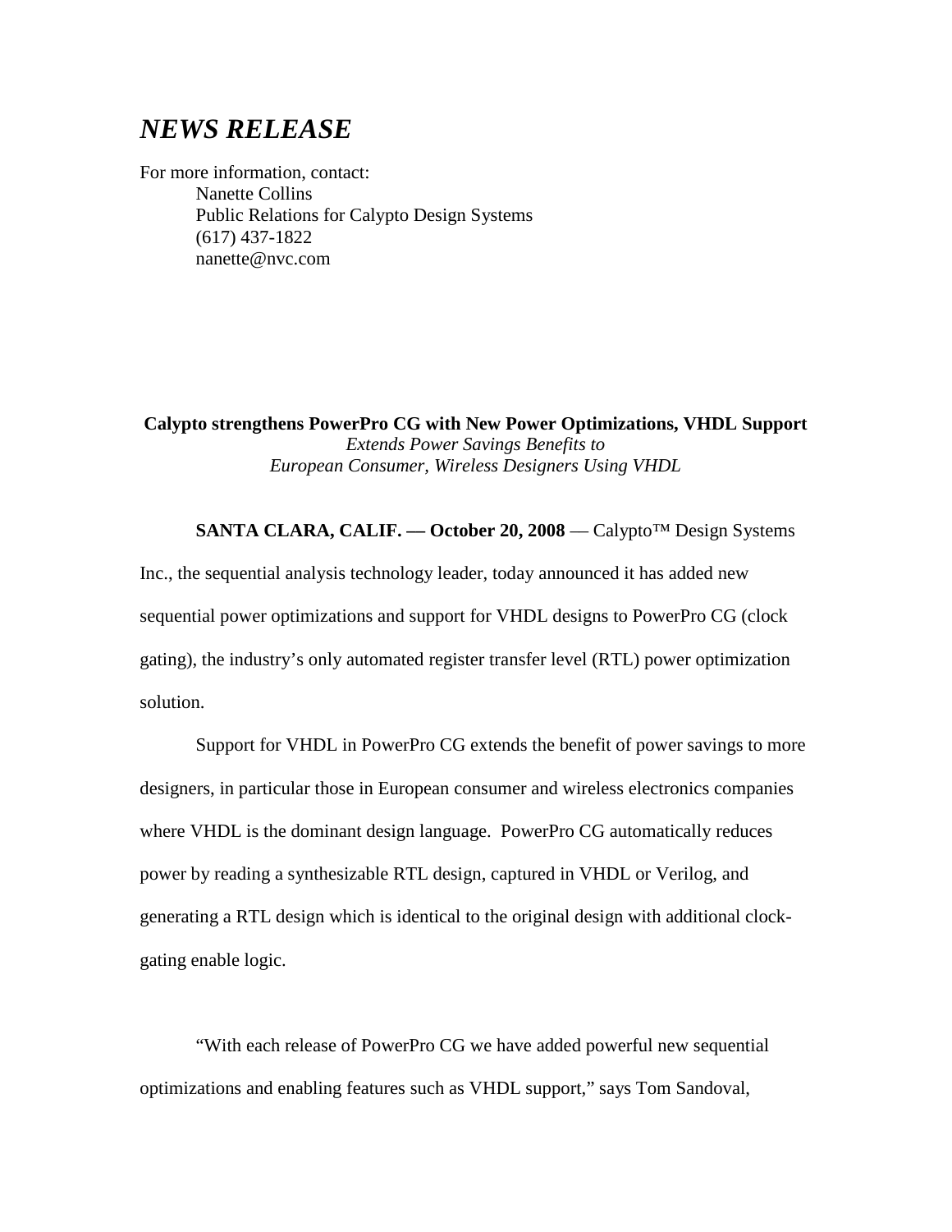# *NEWS RELEASE*

For more information, contact:
Nanette Collins
Public Relations for Calypto Design Systems
(617) 437-1822
nanette@nvc.com

**Calypto strengthens PowerPro CG with New Power Optimizations, VHDL Support**
*Extends Power Savings Benefits to*
*European Consumer, Wireless Designers Using VHDL*

**SANTA CLARA, CALIF. — October 20, 2008** — Calypto™ Design Systems Inc., the sequential analysis technology leader, today announced it has added new sequential power optimizations and support for VHDL designs to PowerPro CG (clock gating), the industry's only automated register transfer level (RTL) power optimization solution.

Support for VHDL in PowerPro CG extends the benefit of power savings to more designers, in particular those in European consumer and wireless electronics companies where VHDL is the dominant design language. PowerPro CG automatically reduces power by reading a synthesizable RTL design, captured in VHDL or Verilog, and generating a RTL design which is identical to the original design with additional clock-gating enable logic.

"With each release of PowerPro CG we have added powerful new sequential optimizations and enabling features such as VHDL support," says Tom Sandoval,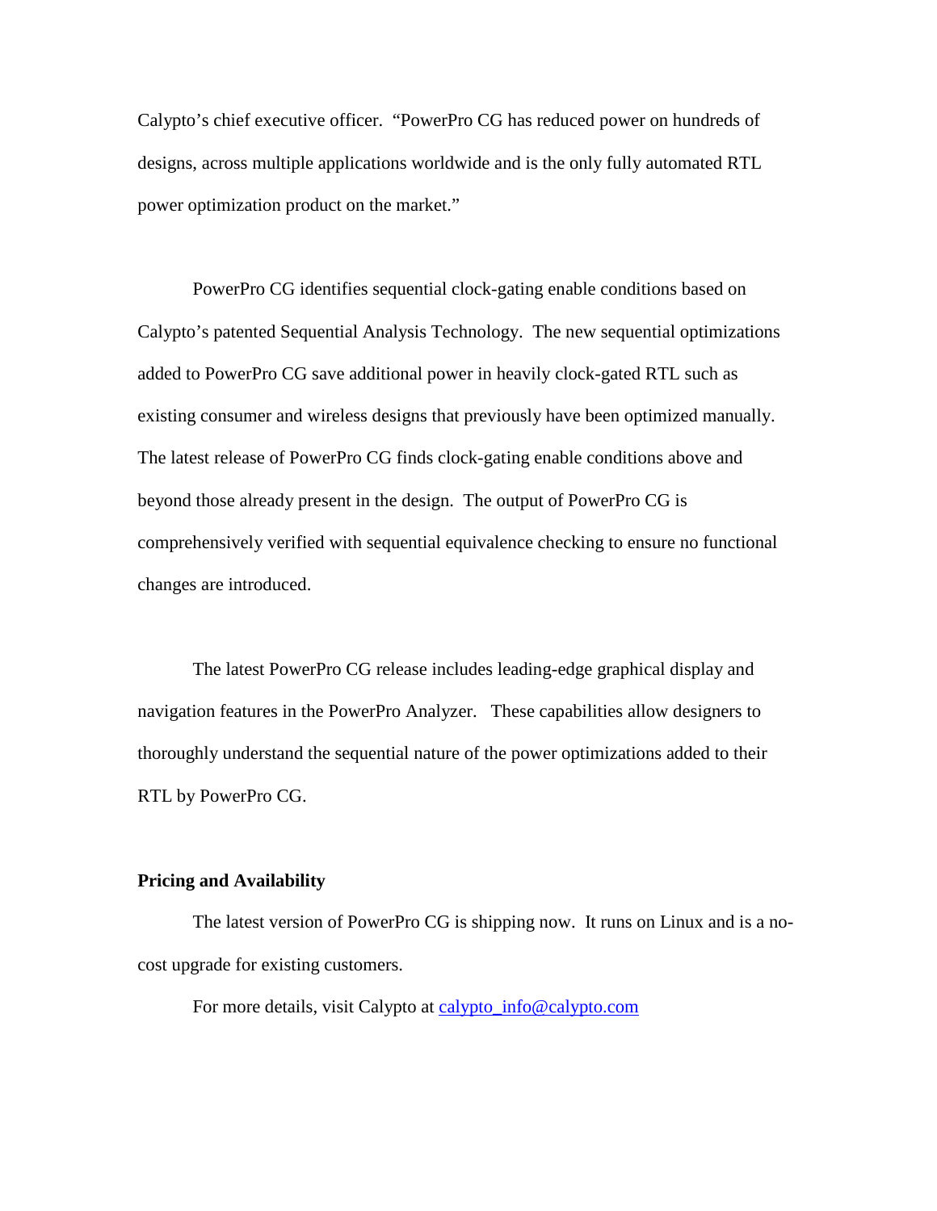Calypto's chief executive officer. "PowerPro CG has reduced power on hundreds of designs, across multiple applications worldwide and is the only fully automated RTL power optimization product on the market."

PowerPro CG identifies sequential clock-gating enable conditions based on Calypto's patented Sequential Analysis Technology. The new sequential optimizations added to PowerPro CG save additional power in heavily clock-gated RTL such as existing consumer and wireless designs that previously have been optimized manually. The latest release of PowerPro CG finds clock-gating enable conditions above and beyond those already present in the design. The output of PowerPro CG is comprehensively verified with sequential equivalence checking to ensure no functional changes are introduced.

The latest PowerPro CG release includes leading-edge graphical display and navigation features in the PowerPro Analyzer. These capabilities allow designers to thoroughly understand the sequential nature of the power optimizations added to their RTL by PowerPro CG.

**Pricing and Availability**

The latest version of PowerPro CG is shipping now. It runs on Linux and is a no-cost upgrade for existing customers.

For more details, visit Calypto at calypto_info@calypto.com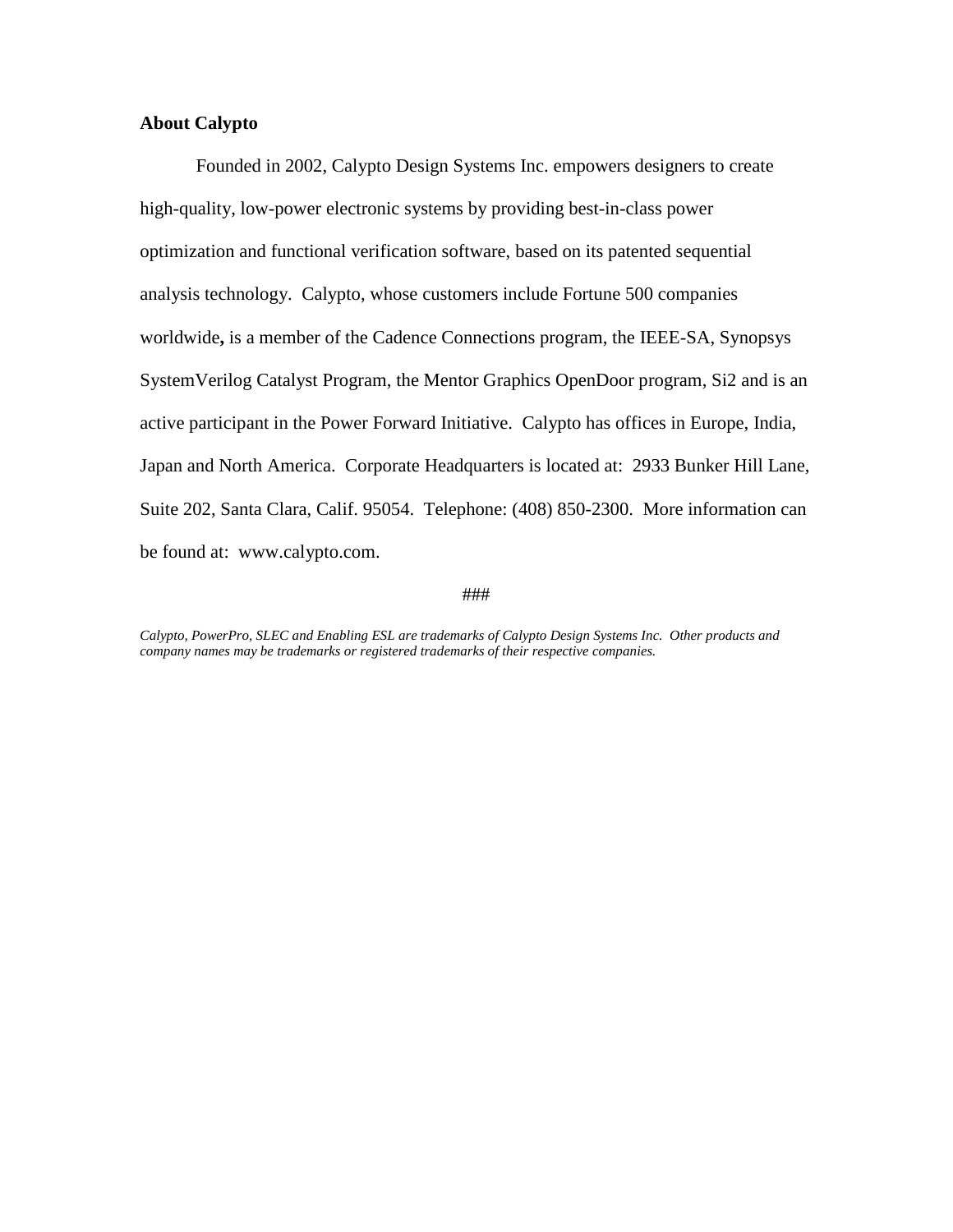**About Calypto**

Founded in 2002, Calypto Design Systems Inc. empowers designers to create high-quality, low-power electronic systems by providing best-in-class power optimization and functional verification software, based on its patented sequential analysis technology. Calypto, whose customers include Fortune 500 companies worldwide**,** is a member of the Cadence Connections program, the IEEE-SA, Synopsys SystemVerilog Catalyst Program, the Mentor Graphics OpenDoor program, Si2 and is an active participant in the Power Forward Initiative. Calypto has offices in Europe, India, Japan and North America. Corporate Headquarters is located at: 2933 Bunker Hill Lane, Suite 202, Santa Clara, Calif. 95054. Telephone: (408) 850-2300. More information can be found at: www.calypto.com.

###

*Calypto, PowerPro, SLEC and Enabling ESL are trademarks of Calypto Design Systems Inc. Other products and company names may be trademarks or registered trademarks of their respective companies.*